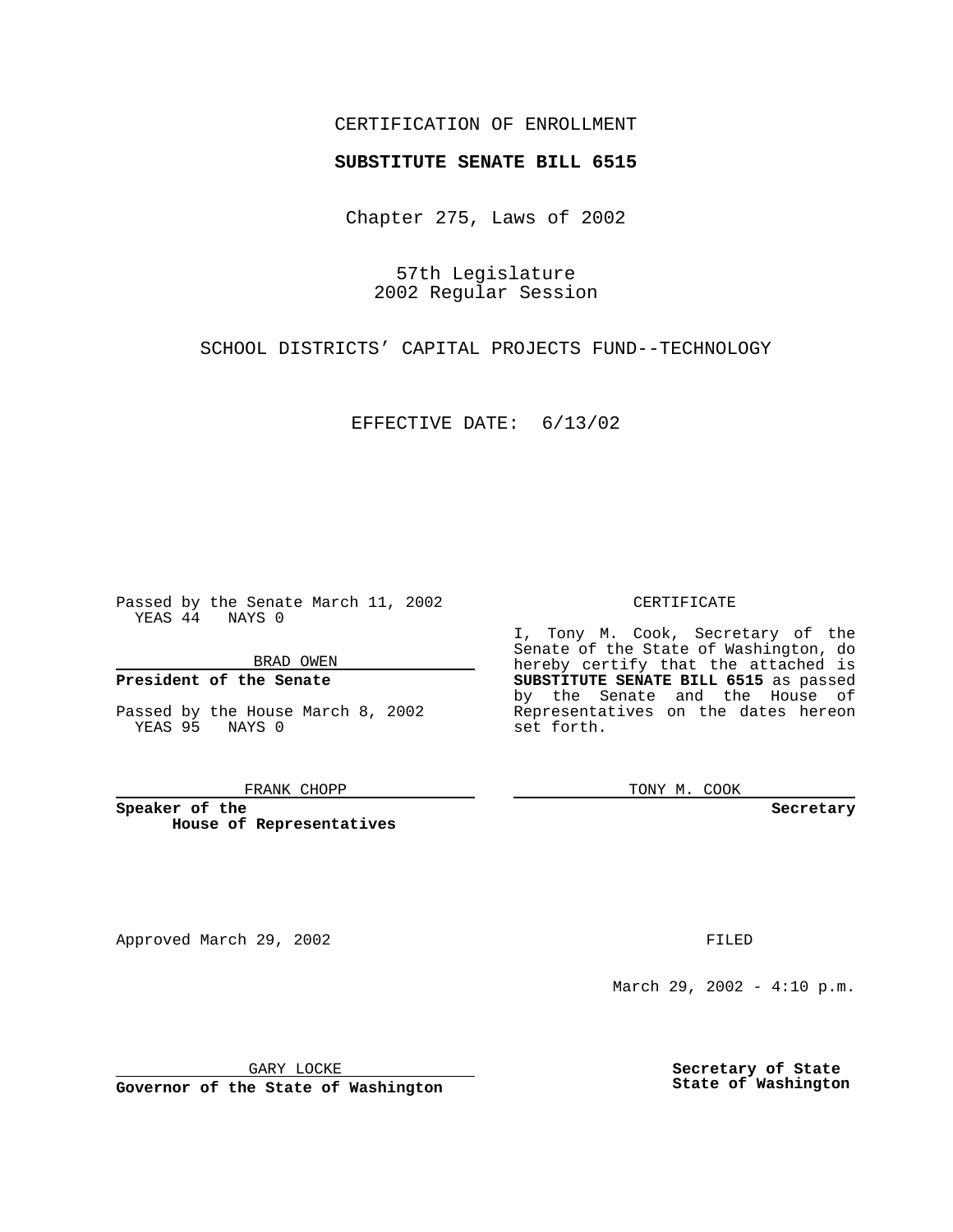CERTIFICATION OF ENROLLMENT

**SUBSTITUTE SENATE BILL 6515**

Chapter 275, Laws of 2002

57th Legislature
2002 Regular Session

SCHOOL DISTRICTS' CAPITAL PROJECTS FUND--TECHNOLOGY

EFFECTIVE DATE: 6/13/02

Passed by the Senate March 11, 2002
YEAS 44 NAYS 0

BRAD OWEN

**President of the Senate**

Passed by the House March 8, 2002
YEAS 95 NAYS 0

FRANK CHOPP

**Speaker of the House of Representatives**

CERTIFICATE

I, Tony M. Cook, Secretary of the Senate of the State of Washington, do hereby certify that the attached is **SUBSTITUTE SENATE BILL 6515** as passed by the Senate and the House of Representatives on the dates hereon set forth.

TONY M. COOK

**Secretary**

Approved March 29, 2002

GARY LOCKE

**Governor of the State of Washington**

FILED

March 29, 2002 - 4:10 p.m.

**Secretary of State**
**State of Washington**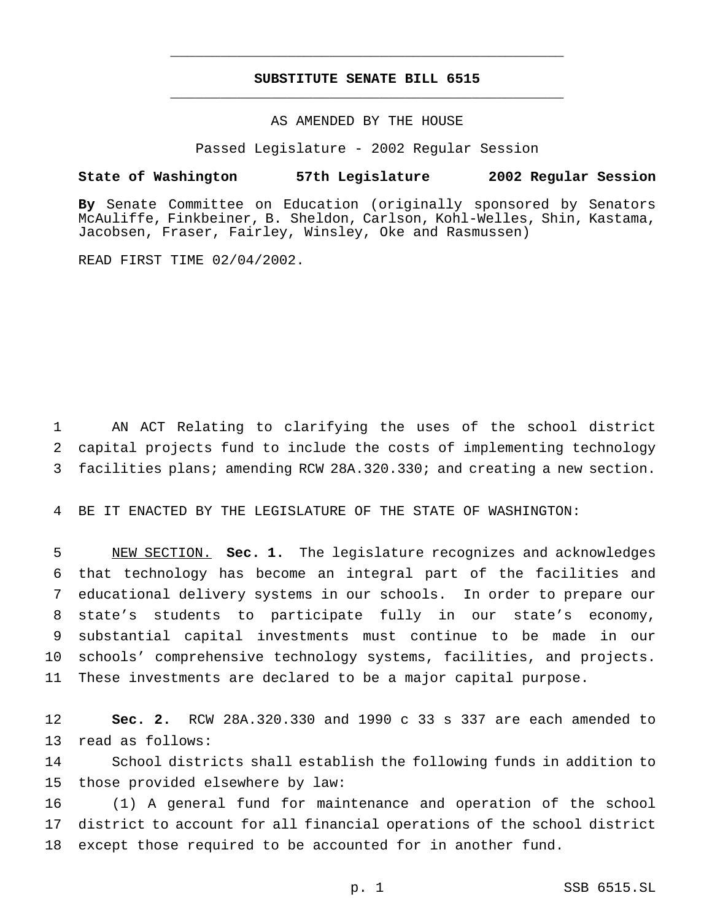# SUBSTITUTE SENATE BILL 6515

AS AMENDED BY THE HOUSE

Passed Legislature - 2002 Regular Session

**State of Washington 57th Legislature 2002 Regular Session**

**By** Senate Committee on Education (originally sponsored by Senators McAuliffe, Finkbeiner, B. Sheldon, Carlson, Kohl-Welles, Shin, Kastama, Jacobsen, Fraser, Fairley, Winsley, Oke and Rasmussen)

READ FIRST TIME 02/04/2002.

AN ACT Relating to clarifying the uses of the school district capital projects fund to include the costs of implementing technology facilities plans; amending RCW 28A.320.330; and creating a new section.

BE IT ENACTED BY THE LEGISLATURE OF THE STATE OF WASHINGTON:

NEW SECTION. **Sec. 1.** The legislature recognizes and acknowledges that technology has become an integral part of the facilities and educational delivery systems in our schools. In order to prepare our state's students to participate fully in our state's economy, substantial capital investments must continue to be made in our schools' comprehensive technology systems, facilities, and projects. These investments are declared to be a major capital purpose.

**Sec. 2.** RCW 28A.320.330 and 1990 c 33 s 337 are each amended to read as follows:

School districts shall establish the following funds in addition to those provided elsewhere by law:

(1) A general fund for maintenance and operation of the school district to account for all financial operations of the school district except those required to be accounted for in another fund.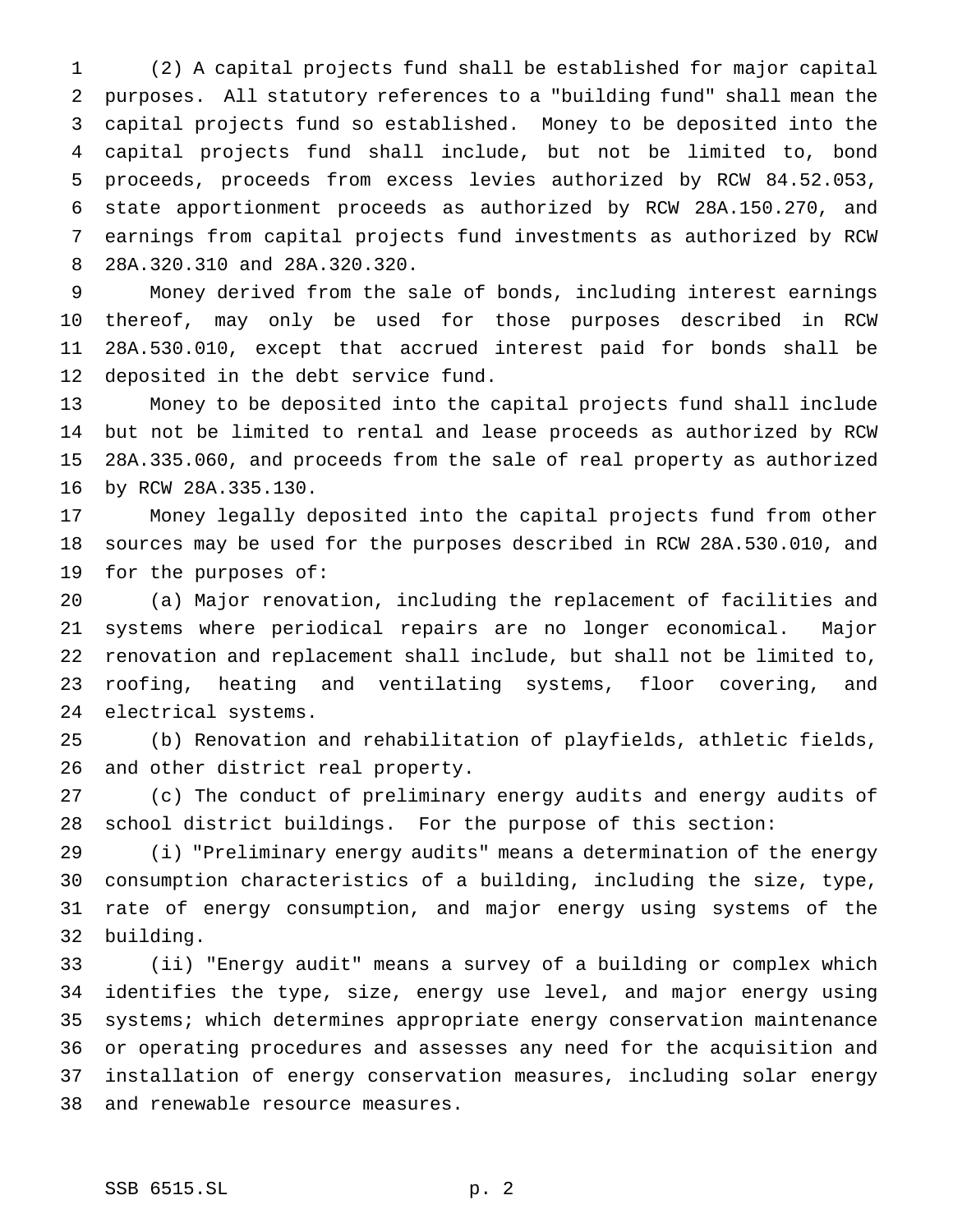(2) A capital projects fund shall be established for major capital purposes. All statutory references to a "building fund" shall mean the capital projects fund so established. Money to be deposited into the capital projects fund shall include, but not be limited to, bond proceeds, proceeds from excess levies authorized by RCW 84.52.053, state apportionment proceeds as authorized by RCW 28A.150.270, and earnings from capital projects fund investments as authorized by RCW 28A.320.310 and 28A.320.320.

Money derived from the sale of bonds, including interest earnings thereof, may only be used for those purposes described in RCW 28A.530.010, except that accrued interest paid for bonds shall be deposited in the debt service fund.

Money to be deposited into the capital projects fund shall include but not be limited to rental and lease proceeds as authorized by RCW 28A.335.060, and proceeds from the sale of real property as authorized by RCW 28A.335.130.

Money legally deposited into the capital projects fund from other sources may be used for the purposes described in RCW 28A.530.010, and for the purposes of:

(a) Major renovation, including the replacement of facilities and systems where periodical repairs are no longer economical. Major renovation and replacement shall include, but shall not be limited to, roofing, heating and ventilating systems, floor covering, and electrical systems.

(b) Renovation and rehabilitation of playfields, athletic fields, and other district real property.

(c) The conduct of preliminary energy audits and energy audits of school district buildings. For the purpose of this section:

(i) "Preliminary energy audits" means a determination of the energy consumption characteristics of a building, including the size, type, rate of energy consumption, and major energy using systems of the building.

(ii) "Energy audit" means a survey of a building or complex which identifies the type, size, energy use level, and major energy using systems; which determines appropriate energy conservation maintenance or operating procedures and assesses any need for the acquisition and installation of energy conservation measures, including solar energy and renewable resource measures.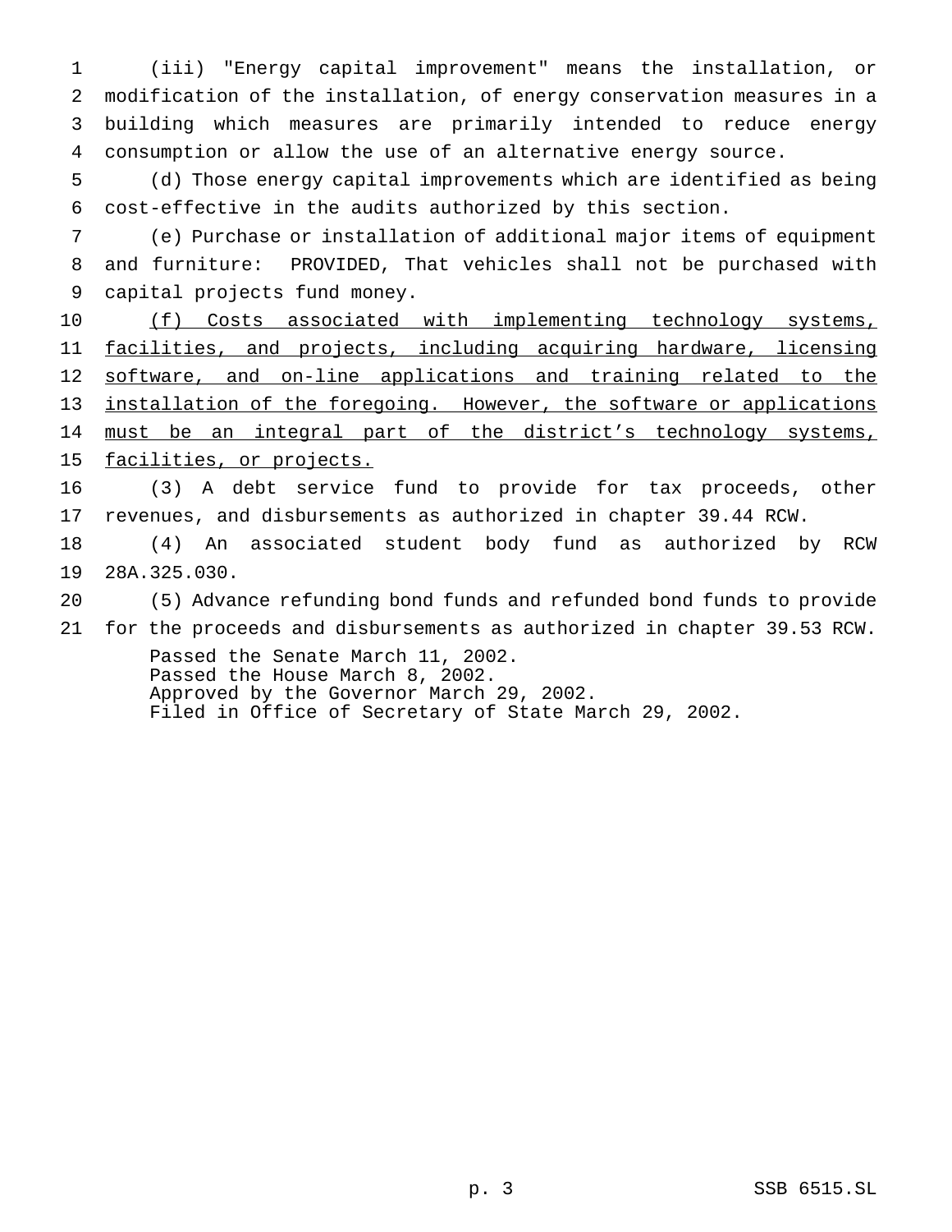(iii) "Energy capital improvement" means the installation, or modification of the installation, of energy conservation measures in a building which measures are primarily intended to reduce energy consumption or allow the use of an alternative energy source.

(d) Those energy capital improvements which are identified as being cost-effective in the audits authorized by this section.

(e) Purchase or installation of additional major items of equipment and furniture: PROVIDED, That vehicles shall not be purchased with capital projects fund money.

<u>(f) Costs associated with implementing technology systems, facilities, and projects, including acquiring hardware, licensing software, and on-line applications and training related to the installation of the foregoing. However, the software or applications must be an integral part of the district's technology systems, facilities, or projects.</u>

(3) A debt service fund to provide for tax proceeds, other revenues, and disbursements as authorized in chapter 39.44 RCW.

(4) An associated student body fund as authorized by RCW 28A.325.030.

(5) Advance refunding bond funds and refunded bond funds to provide for the proceeds and disbursements as authorized in chapter 39.53 RCW.

Passed the Senate March 11, 2002.
Passed the House March 8, 2002.
Approved by the Governor March 29, 2002.
Filed in Office of Secretary of State March 29, 2002.